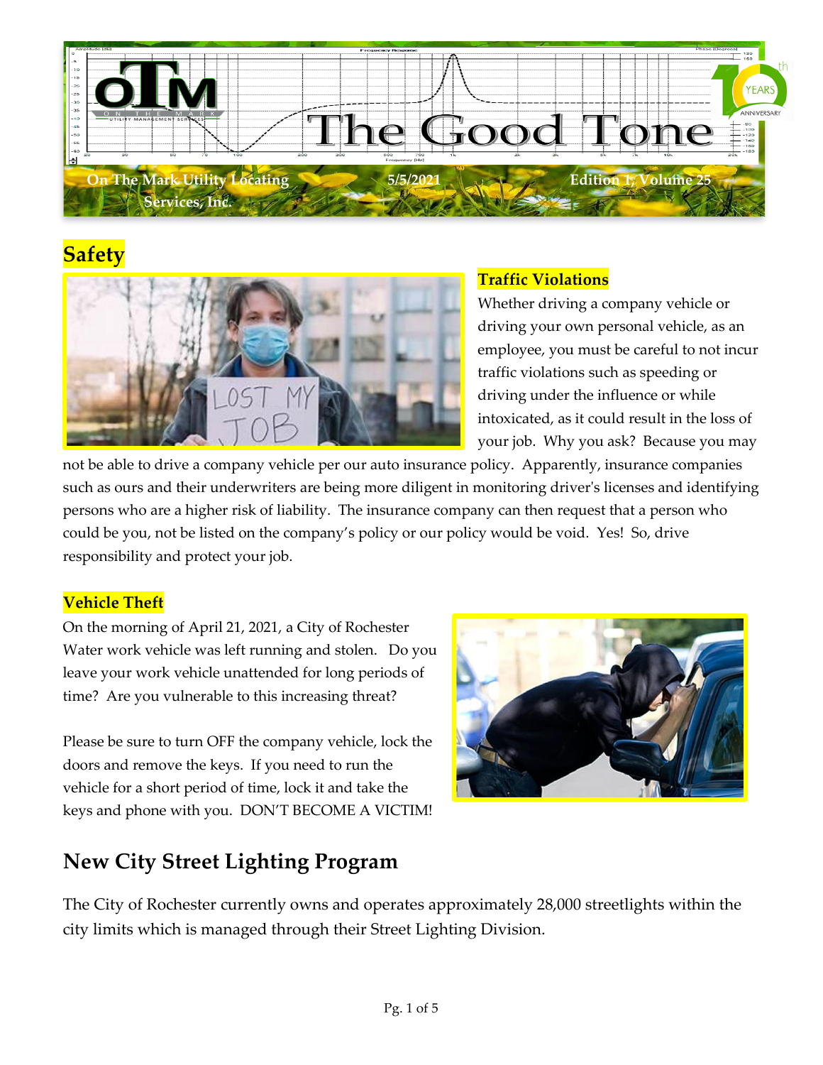# The Good Tone

On The Mark Utility Locating Services, Inc. | 5/5/2021 | Edition 1, Volume 25

## Safety

### Traffic Violations

Whether driving a company vehicle or driving your own personal vehicle, as an employee, you must be careful to not incur traffic violations such as speeding or driving under the influence or while intoxicated, as it could result in the loss of your job. Why you ask? Because you may not be able to drive a company vehicle per our auto insurance policy. Apparently, insurance companies such as ours and their underwriters are being more diligent in monitoring driver's licenses and identifying persons who are a higher risk of liability. The insurance company can then request that a person who could be you, not be listed on the company's policy or our policy would be void. Yes! So, drive responsibility and protect your job.

### Vehicle Theft

On the morning of April 21, 2021, a City of Rochester Water work vehicle was left running and stolen. Do you leave your work vehicle unattended for long periods of time? Are you vulnerable to this increasing threat?

Please be sure to turn OFF the company vehicle, lock the doors and remove the keys. If you need to run the vehicle for a short period of time, lock it and take the keys and phone with you. DON'T BECOME A VICTIM!

## New City Street Lighting Program

The City of Rochester currently owns and operates approximately 28,000 streetlights within the city limits which is managed through their Street Lighting Division.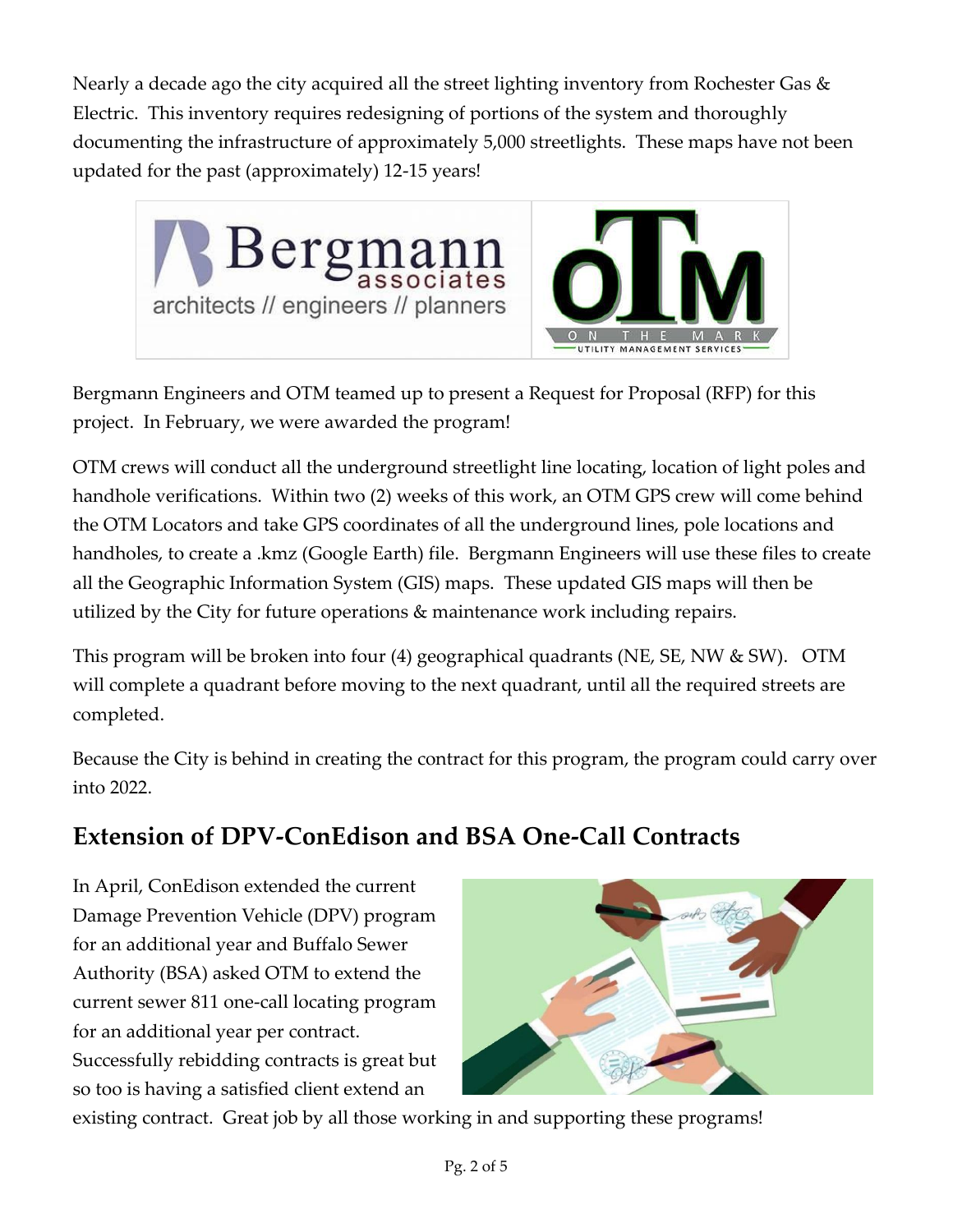Nearly a decade ago the city acquired all the street lighting inventory from Rochester Gas & Electric. This inventory requires redesigning of portions of the system and thoroughly documenting the infrastructure of approximately 5,000 streetlights. These maps have not been updated for the past (approximately) 12-15 years!

Bergmann Engineers and OTM teamed up to present a Request for Proposal (RFP) for this project. In February, we were awarded the program!

OTM crews will conduct all the underground streetlight line locating, location of light poles and handhole verifications. Within two (2) weeks of this work, an OTM GPS crew will come behind the OTM Locators and take GPS coordinates of all the underground lines, pole locations and handholes, to create a .kmz (Google Earth) file. Bergmann Engineers will use these files to create all the Geographic Information System (GIS) maps. These updated GIS maps will then be utilized by the City for future operations & maintenance work including repairs.

This program will be broken into four (4) geographical quadrants (NE, SE, NW & SW). OTM will complete a quadrant before moving to the next quadrant, until all the required streets are completed.

Because the City is behind in creating the contract for this program, the program could carry over into 2022.

## Extension of DPV-ConEdison and BSA One-Call Contracts

In April, ConEdison extended the current Damage Prevention Vehicle (DPV) program for an additional year and Buffalo Sewer Authority (BSA) asked OTM to extend the current sewer 811 one-call locating program for an additional year per contract. Successfully rebidding contracts is great but so too is having a satisfied client extend an existing contract. Great job by all those working in and supporting these programs!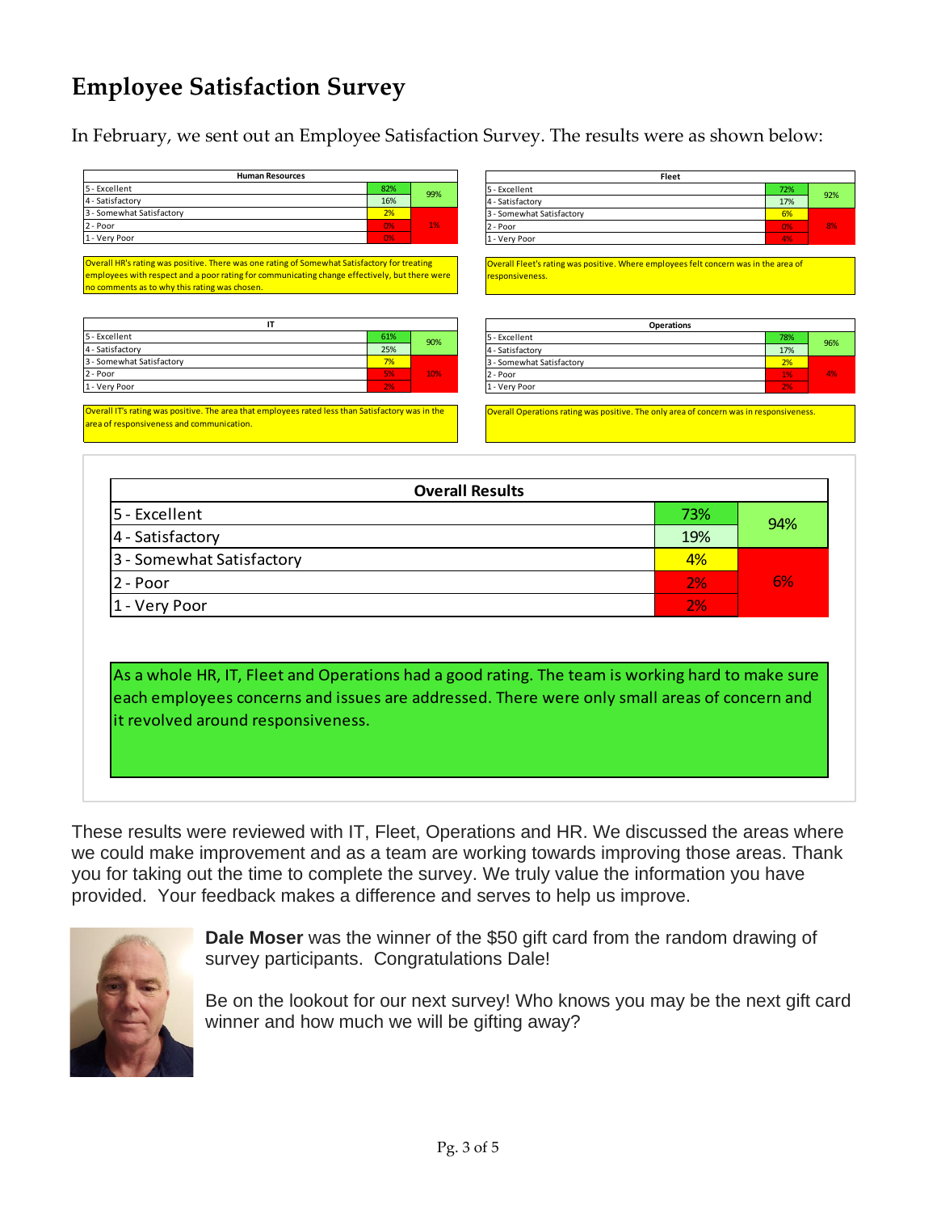# Employee Satisfaction Survey

In February, we sent out an Employee Satisfaction Survey. The results were as shown below:

| Human Resources | | |
|---|---|---|
| 5 - Excellent | 82% | 99% |
| 4 - Satisfactory | 16% | |
| 3 - Somewhat Satisfactory | 2% | 1% |
| 2 - Poor | 0% | |
| 1 - Very Poor | 0% | |

Overall HR's rating was positive. There was one rating of Somewhat Satisfactory for treating employees with respect and a poor rating for communicating change effectively, but there were no comments as to why this rating was chosen.

| Fleet | | |
|---|---|---|
| 5 - Excellent | 72% | 92% |
| 4 - Satisfactory | 17% | |
| 3 - Somewhat Satisfactory | 6% | 8% |
| 2 - Poor | 0% | |
| 1 - Very Poor | 4% | |

Overall Fleet's rating was positive. Where employees felt concern was in the area of responsiveness.

| IT | | |
|---|---|---|
| 5 - Excellent | 61% | 90% |
| 4 - Satisfactory | 25% | |
| 3 - Somewhat Satisfactory | 7% | 10% |
| 2 - Poor | 5% | |
| 1 - Very Poor | 2% | |

Overall IT's rating was positive. The area that employees rated less than Satisfactory was in the area of responsiveness and communication.

| Operations | | |
|---|---|---|
| 5 - Excellent | 78% | 96% |
| 4 - Satisfactory | 17% | |
| 3 - Somewhat Satisfactory | 2% | 4% |
| 2 - Poor | 1% | |
| 1 - Very Poor | 2% | |

Overall Operations rating was positive. The only area of concern was in responsiveness.

| Overall Results | | |
|---|---|---|
| 5 - Excellent | 73% | 94% |
| 4 - Satisfactory | 19% | |
| 3 - Somewhat Satisfactory | 4% | 6% |
| 2 - Poor | 2% | |
| 1 - Very Poor | 2% | |

As a whole HR, IT, Fleet and Operations had a good rating. The team is working hard to make sure each employees concerns and issues are addressed. There were only small areas of concern and it revolved around responsiveness.

These results were reviewed with IT, Fleet, Operations and HR. We discussed the areas where we could make improvement and as a team are working towards improving those areas. Thank you for taking out the time to complete the survey. We truly value the information you have provided. Your feedback makes a difference and serves to help us improve.

**Dale Moser** was the winner of the $50 gift card from the random drawing of survey participants. Congratulations Dale!

Be on the lookout for our next survey! Who knows you may be the next gift card winner and how much we will be gifting away?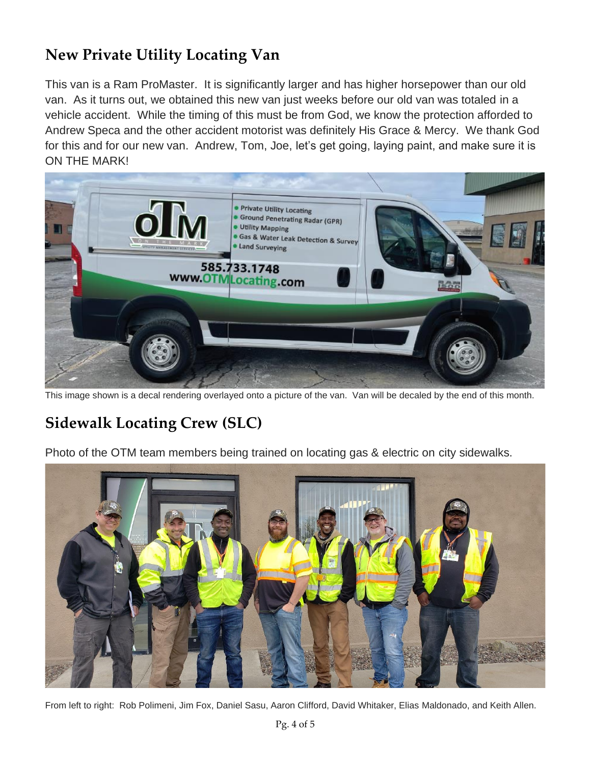## New Private Utility Locating Van

This van is a Ram ProMaster. It is significantly larger and has higher horsepower than our old van. As it turns out, we obtained this new van just weeks before our old van was totaled in a vehicle accident. While the timing of this must be from God, we know the protection afforded to Andrew Speca and the other accident motorist was definitely His Grace & Mercy. We thank God for this and for our new van. Andrew, Tom, Joe, let's get going, laying paint, and make sure it is ON THE MARK!

This image shown is a decal rendering overlayed onto a picture of the van. Van will be decaled by the end of this month.

## Sidewalk Locating Crew (SLC)

Photo of the OTM team members being trained on locating gas & electric on city sidewalks.

From left to right: Rob Polimeni, Jim Fox, Daniel Sasu, Aaron Clifford, David Whitaker, Elias Maldonado, and Keith Allen.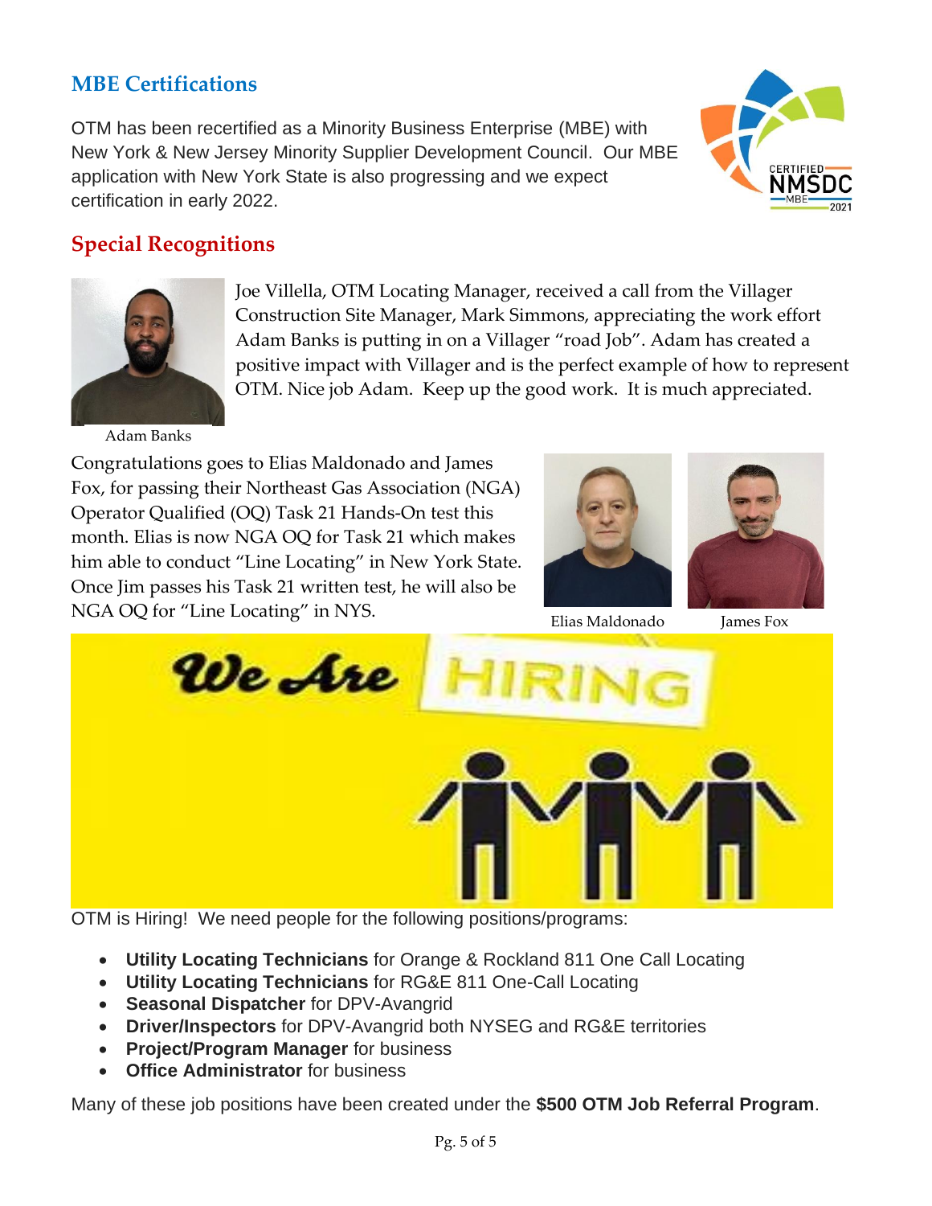## MBE Certifications

OTM has been recertified as a Minority Business Enterprise (MBE) with New York & New Jersey Minority Supplier Development Council. Our MBE application with New York State is also progressing and we expect certification in early 2022.

## Special Recognitions

Joe Villella, OTM Locating Manager, received a call from the Villager Construction Site Manager, Mark Simmons, appreciating the work effort Adam Banks is putting in on a Villager "road Job". Adam has created a positive impact with Villager and is the perfect example of how to represent OTM. Nice job Adam. Keep up the good work. It is much appreciated.

Adam Banks

Congratulations goes to Elias Maldonado and James Fox, for passing their Northeast Gas Association (NGA) Operator Qualified (OQ) Task 21 Hands-On test this month. Elias is now NGA OQ for Task 21 which makes him able to conduct "Line Locating" in New York State. Once Jim passes his Task 21 written test, he will also be NGA OQ for "Line Locating" in NYS.

Elias Maldonado

James Fox

We Are HIRING

OTM is Hiring! We need people for the following positions/programs:

- **Utility Locating Technicians** for Orange & Rockland 811 One Call Locating
- **Utility Locating Technicians** for RG&E 811 One-Call Locating
- **Seasonal Dispatcher** for DPV-Avangrid
- **Driver/Inspectors** for DPV-Avangrid both NYSEG and RG&E territories
- **Project/Program Manager** for business
- **Office Administrator** for business

Many of these job positions have been created under the **$500 OTM Job Referral Program**.